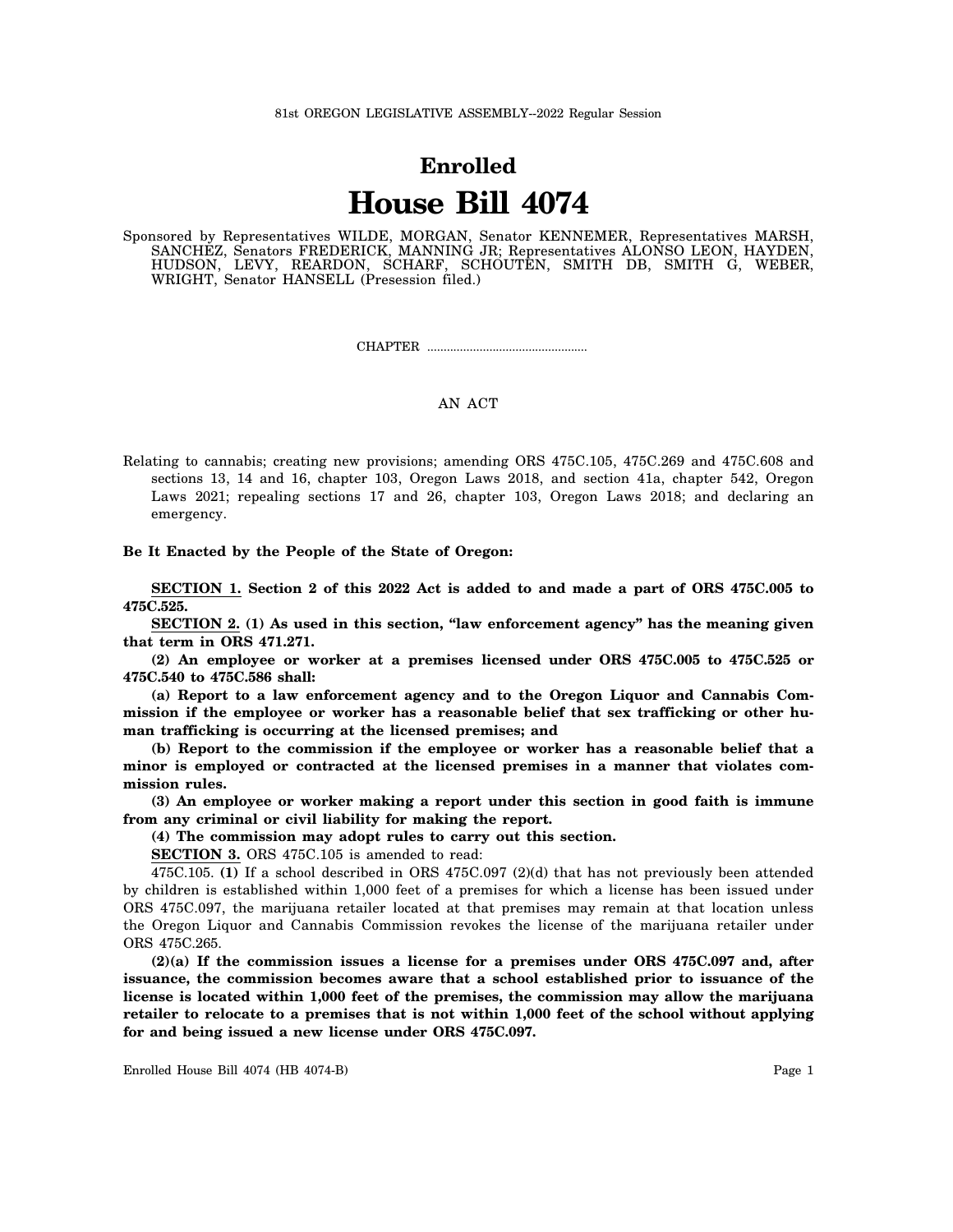81st OREGON LEGISLATIVE ASSEMBLY--2022 Regular Session

# Enrolled

# House Bill 4074

Sponsored by Representatives WILDE, MORGAN, Senator KENNEMER, Representatives MARSH, SANCHEZ, Senators FREDERICK, MANNING JR; Representatives ALONSO LEON, HAYDEN, HUDSON, LEVY, REARDON, SCHARF, SCHOUTEN, SMITH DB, SMITH G, WEBER, WRIGHT, Senator HANSELL (Presession filed.)

CHAPTER .................................................

AN ACT

Relating to cannabis; creating new provisions; amending ORS 475C.105, 475C.269 and 475C.608 and sections 13, 14 and 16, chapter 103, Oregon Laws 2018, and section 41a, chapter 542, Oregon Laws 2021; repealing sections 17 and 26, chapter 103, Oregon Laws 2018; and declaring an emergency.

**Be It Enacted by the People of the State of Oregon:**

**SECTION 1. Section 2 of this 2022 Act is added to and made a part of ORS 475C.005 to 475C.525.**

**SECTION 2. (1) As used in this section, "law enforcement agency" has the meaning given that term in ORS 471.271.**

**(2) An employee or worker at a premises licensed under ORS 475C.005 to 475C.525 or 475C.540 to 475C.586 shall:**

**(a) Report to a law enforcement agency and to the Oregon Liquor and Cannabis Commission if the employee or worker has a reasonable belief that sex trafficking or other human trafficking is occurring at the licensed premises; and**

**(b) Report to the commission if the employee or worker has a reasonable belief that a minor is employed or contracted at the licensed premises in a manner that violates commission rules.**

**(3) An employee or worker making a report under this section in good faith is immune from any criminal or civil liability for making the report.**

**(4) The commission may adopt rules to carry out this section.**

**SECTION 3.** ORS 475C.105 is amended to read:

475C.105. **(1)** If a school described in ORS 475C.097 (2)(d) that has not previously been attended by children is established within 1,000 feet of a premises for which a license has been issued under ORS 475C.097, the marijuana retailer located at that premises may remain at that location unless the Oregon Liquor and Cannabis Commission revokes the license of the marijuana retailer under ORS 475C.265.

**(2)(a) If the commission issues a license for a premises under ORS 475C.097 and, after issuance, the commission becomes aware that a school established prior to issuance of the license is located within 1,000 feet of the premises, the commission may allow the marijuana retailer to relocate to a premises that is not within 1,000 feet of the school without applying for and being issued a new license under ORS 475C.097.**

Enrolled House Bill 4074 (HB 4074-B)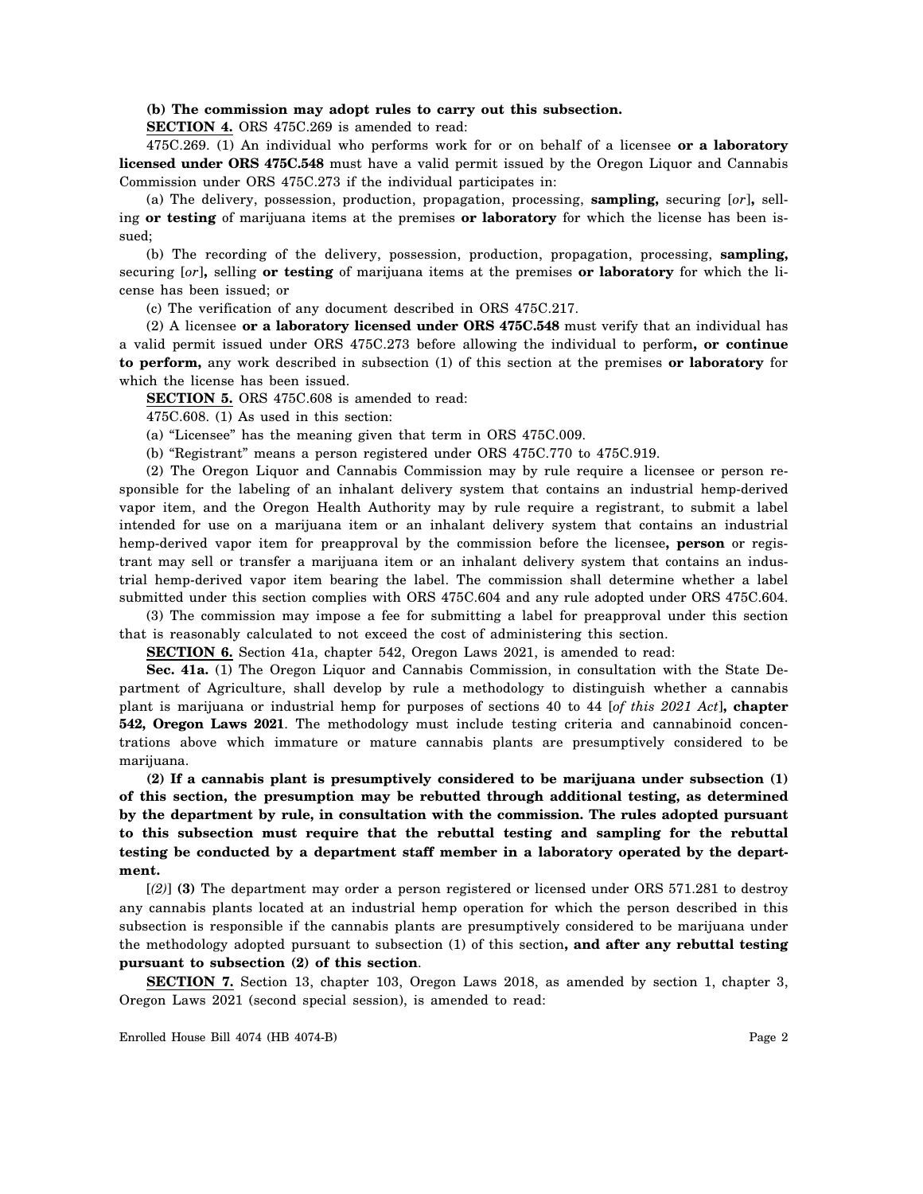**(b) The commission may adopt rules to carry out this subsection.**

**SECTION 4.** ORS 475C.269 is amended to read:

475C.269. (1) An individual who performs work for or on behalf of a licensee **or a laboratory licensed under ORS 475C.548** must have a valid permit issued by the Oregon Liquor and Cannabis Commission under ORS 475C.273 if the individual participates in:

(a) The delivery, possession, production, propagation, processing, **sampling,** securing [*or*]**,** selling **or testing** of marijuana items at the premises **or laboratory** for which the license has been issued;

(b) The recording of the delivery, possession, production, propagation, processing, **sampling,** securing [*or*]**,** selling **or testing** of marijuana items at the premises **or laboratory** for which the license has been issued; or

(c) The verification of any document described in ORS 475C.217.

(2) A licensee **or a laboratory licensed under ORS 475C.548** must verify that an individual has a valid permit issued under ORS 475C.273 before allowing the individual to perform**, or continue to perform,** any work described in subsection (1) of this section at the premises **or laboratory** for which the license has been issued.

**SECTION 5.** ORS 475C.608 is amended to read:

475C.608. (1) As used in this section:

(a) "Licensee" has the meaning given that term in ORS 475C.009.

(b) "Registrant" means a person registered under ORS 475C.770 to 475C.919.

(2) The Oregon Liquor and Cannabis Commission may by rule require a licensee or person responsible for the labeling of an inhalant delivery system that contains an industrial hemp-derived vapor item, and the Oregon Health Authority may by rule require a registrant, to submit a label intended for use on a marijuana item or an inhalant delivery system that contains an industrial hemp-derived vapor item for preapproval by the commission before the licensee**, person** or registrant may sell or transfer a marijuana item or an inhalant delivery system that contains an industrial hemp-derived vapor item bearing the label. The commission shall determine whether a label submitted under this section complies with ORS 475C.604 and any rule adopted under ORS 475C.604.

(3) The commission may impose a fee for submitting a label for preapproval under this section that is reasonably calculated to not exceed the cost of administering this section.

**SECTION 6.** Section 41a, chapter 542, Oregon Laws 2021, is amended to read:

**Sec. 41a.** (1) The Oregon Liquor and Cannabis Commission, in consultation with the State Department of Agriculture, shall develop by rule a methodology to distinguish whether a cannabis plant is marijuana or industrial hemp for purposes of sections 40 to 44 [*of this 2021 Act*]**, chapter 542, Oregon Laws 2021**. The methodology must include testing criteria and cannabinoid concentrations above which immature or mature cannabis plants are presumptively considered to be marijuana.

**(2) If a cannabis plant is presumptively considered to be marijuana under subsection (1) of this section, the presumption may be rebutted through additional testing, as determined by the department by rule, in consultation with the commission. The rules adopted pursuant to this subsection must require that the rebuttal testing and sampling for the rebuttal testing be conducted by a department staff member in a laboratory operated by the department.**

[*(2)*] **(3)** The department may order a person registered or licensed under ORS 571.281 to destroy any cannabis plants located at an industrial hemp operation for which the person described in this subsection is responsible if the cannabis plants are presumptively considered to be marijuana under the methodology adopted pursuant to subsection (1) of this section**, and after any rebuttal testing pursuant to subsection (2) of this section**.

**SECTION 7.** Section 13, chapter 103, Oregon Laws 2018, as amended by section 1, chapter 3, Oregon Laws 2021 (second special session), is amended to read: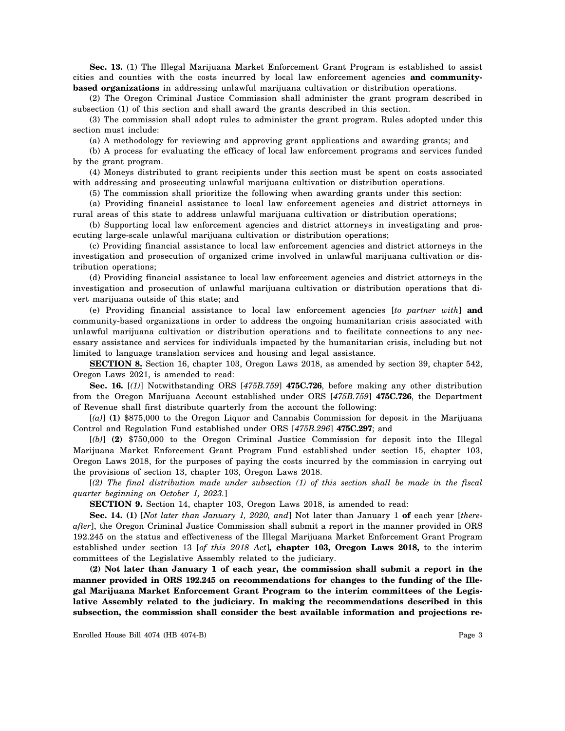**Sec. 13.** (1) The Illegal Marijuana Market Enforcement Grant Program is established to assist cities and counties with the costs incurred by local law enforcement agencies **and community-based organizations** in addressing unlawful marijuana cultivation or distribution operations.

(2) The Oregon Criminal Justice Commission shall administer the grant program described in subsection (1) of this section and shall award the grants described in this section.

(3) The commission shall adopt rules to administer the grant program. Rules adopted under this section must include:

(a) A methodology for reviewing and approving grant applications and awarding grants; and

(b) A process for evaluating the efficacy of local law enforcement programs and services funded by the grant program.

(4) Moneys distributed to grant recipients under this section must be spent on costs associated with addressing and prosecuting unlawful marijuana cultivation or distribution operations.

(5) The commission shall prioritize the following when awarding grants under this section:

(a) Providing financial assistance to local law enforcement agencies and district attorneys in rural areas of this state to address unlawful marijuana cultivation or distribution operations;

(b) Supporting local law enforcement agencies and district attorneys in investigating and prosecuting large-scale unlawful marijuana cultivation or distribution operations;

(c) Providing financial assistance to local law enforcement agencies and district attorneys in the investigation and prosecution of organized crime involved in unlawful marijuana cultivation or distribution operations;

(d) Providing financial assistance to local law enforcement agencies and district attorneys in the investigation and prosecution of unlawful marijuana cultivation or distribution operations that divert marijuana outside of this state; and

(e) Providing financial assistance to local law enforcement agencies [*to partner with*] **and** community-based organizations in order to address the ongoing humanitarian crisis associated with unlawful marijuana cultivation or distribution operations and to facilitate connections to any necessary assistance and services for individuals impacted by the humanitarian crisis, including but not limited to language translation services and housing and legal assistance.

**SECTION 8.** Section 16, chapter 103, Oregon Laws 2018, as amended by section 39, chapter 542, Oregon Laws 2021, is amended to read:

**Sec. 16.** [*(1)*] Notwithstanding ORS [*475B.759*] **475C.726**, before making any other distribution from the Oregon Marijuana Account established under ORS [*475B.759*] **475C.726**, the Department of Revenue shall first distribute quarterly from the account the following:

[*(a)*] **(1)** $875,000 to the Oregon Liquor and Cannabis Commission for deposit in the Marijuana Control and Regulation Fund established under ORS [*475B.296*] **475C.297**; and

[*(b)*] **(2)** $750,000 to the Oregon Criminal Justice Commission for deposit into the Illegal Marijuana Market Enforcement Grant Program Fund established under section 15, chapter 103, Oregon Laws 2018, for the purposes of paying the costs incurred by the commission in carrying out the provisions of section 13, chapter 103, Oregon Laws 2018.

[*(2) The final distribution made under subsection (1) of this section shall be made in the fiscal quarter beginning on October 1, 2023.*]

**SECTION 9.** Section 14, chapter 103, Oregon Laws 2018, is amended to read:

**Sec. 14. (1)** [*Not later than January 1, 2020, and*] Not later than January 1 **of** each year [*thereafter*], the Oregon Criminal Justice Commission shall submit a report in the manner provided in ORS 192.245 on the status and effectiveness of the Illegal Marijuana Market Enforcement Grant Program established under section 13 [*of this 2018 Act*]**, chapter 103, Oregon Laws 2018,** to the interim committees of the Legislative Assembly related to the judiciary.

**(2) Not later than January 1 of each year, the commission shall submit a report in the manner provided in ORS 192.245 on recommendations for changes to the funding of the Illegal Marijuana Market Enforcement Grant Program to the interim committees of the Legislative Assembly related to the judiciary. In making the recommendations described in this subsection, the commission shall consider the best available information and projections re-**

Enrolled House Bill 4074 (HB 4074-B)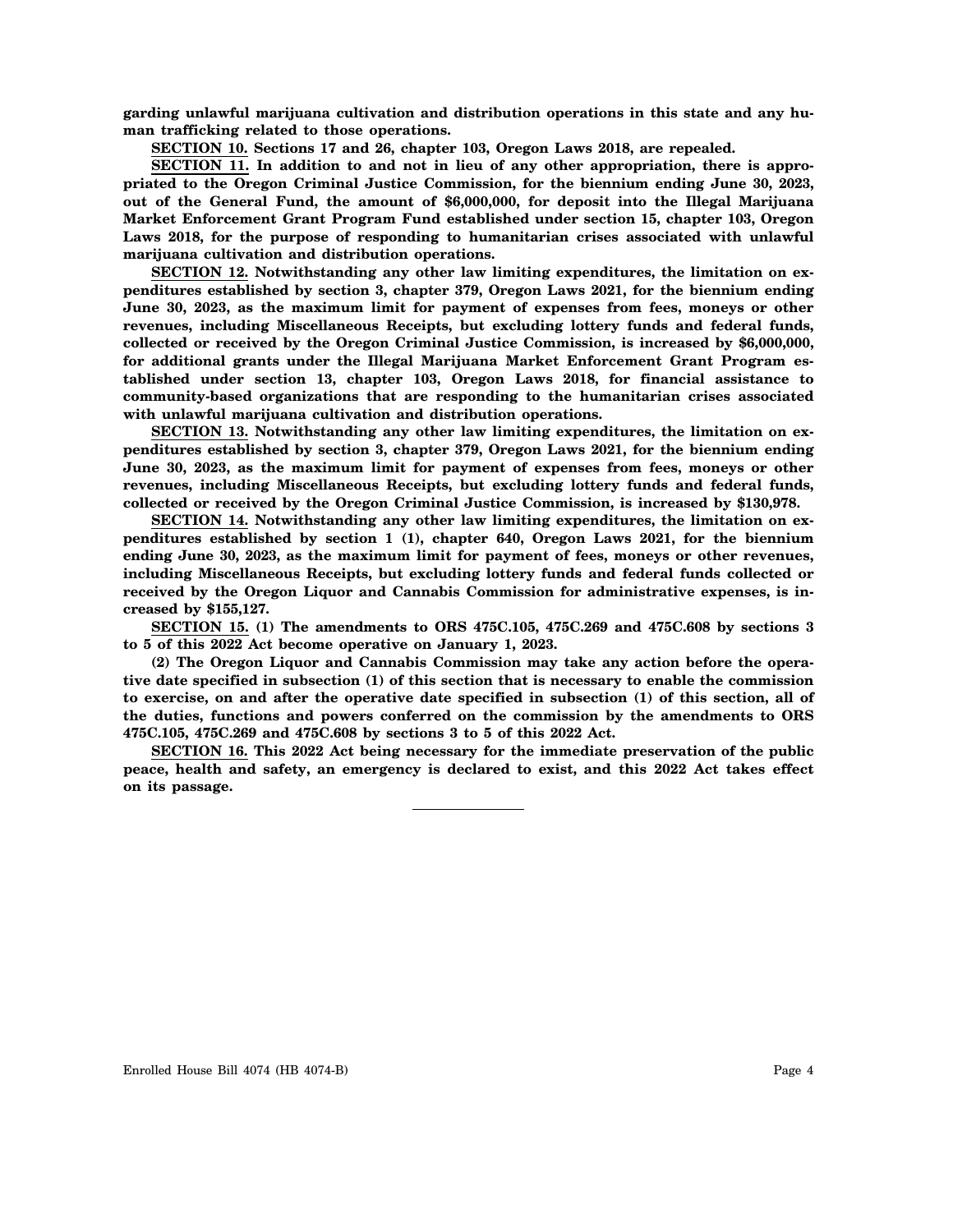**garding unlawful marijuana cultivation and distribution operations in this state and any human trafficking related to those operations.**

**SECTION 10. Sections 17 and 26, chapter 103, Oregon Laws 2018, are repealed.**

**SECTION 11. In addition to and not in lieu of any other appropriation, there is appropriated to the Oregon Criminal Justice Commission, for the biennium ending June 30, 2023, out of the General Fund, the amount of $6,000,000, for deposit into the Illegal Marijuana Market Enforcement Grant Program Fund established under section 15, chapter 103, Oregon Laws 2018, for the purpose of responding to humanitarian crises associated with unlawful marijuana cultivation and distribution operations.**

**SECTION 12. Notwithstanding any other law limiting expenditures, the limitation on expenditures established by section 3, chapter 379, Oregon Laws 2021, for the biennium ending June 30, 2023, as the maximum limit for payment of expenses from fees, moneys or other revenues, including Miscellaneous Receipts, but excluding lottery funds and federal funds, collected or received by the Oregon Criminal Justice Commission, is increased by $6,000,000, for additional grants under the Illegal Marijuana Market Enforcement Grant Program established under section 13, chapter 103, Oregon Laws 2018, for financial assistance to community-based organizations that are responding to the humanitarian crises associated with unlawful marijuana cultivation and distribution operations.**

**SECTION 13. Notwithstanding any other law limiting expenditures, the limitation on expenditures established by section 3, chapter 379, Oregon Laws 2021, for the biennium ending June 30, 2023, as the maximum limit for payment of expenses from fees, moneys or other revenues, including Miscellaneous Receipts, but excluding lottery funds and federal funds, collected or received by the Oregon Criminal Justice Commission, is increased by $130,978.**

**SECTION 14. Notwithstanding any other law limiting expenditures, the limitation on expenditures established by section 1 (1), chapter 640, Oregon Laws 2021, for the biennium ending June 30, 2023, as the maximum limit for payment of fees, moneys or other revenues, including Miscellaneous Receipts, but excluding lottery funds and federal funds collected or received by the Oregon Liquor and Cannabis Commission for administrative expenses, is increased by $155,127.**

**SECTION 15. (1) The amendments to ORS 475C.105, 475C.269 and 475C.608 by sections 3 to 5 of this 2022 Act become operative on January 1, 2023.**

**(2) The Oregon Liquor and Cannabis Commission may take any action before the operative date specified in subsection (1) of this section that is necessary to enable the commission to exercise, on and after the operative date specified in subsection (1) of this section, all of the duties, functions and powers conferred on the commission by the amendments to ORS 475C.105, 475C.269 and 475C.608 by sections 3 to 5 of this 2022 Act.**

**SECTION 16. This 2022 Act being necessary for the immediate preservation of the public peace, health and safety, an emergency is declared to exist, and this 2022 Act takes effect on its passage.**

---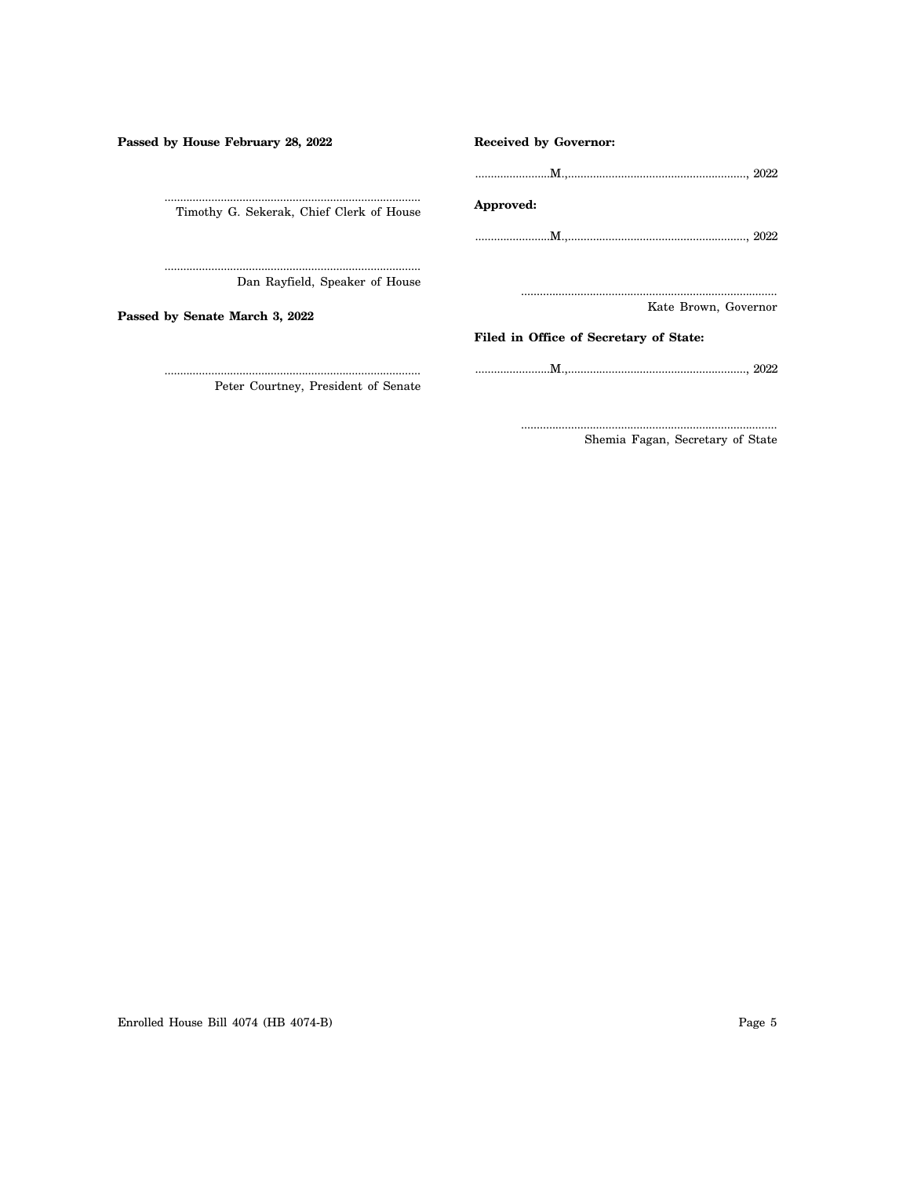**Passed by House February 28, 2022**

..................................................................................
Timothy G. Sekerak, Chief Clerk of House

..................................................................................
Dan Rayfield, Speaker of House

**Passed by Senate March 3, 2022**

..................................................................................
Peter Courtney, President of Senate

**Received by Governor:**

........................M.,.........................................................., 2022

**Approved:**

........................M.,.........................................................., 2022

..................................................................................
Kate Brown, Governor

**Filed in Office of Secretary of State:**

........................M.,.........................................................., 2022

..................................................................................
Shemia Fagan, Secretary of State

Enrolled House Bill 4074 (HB 4074-B)